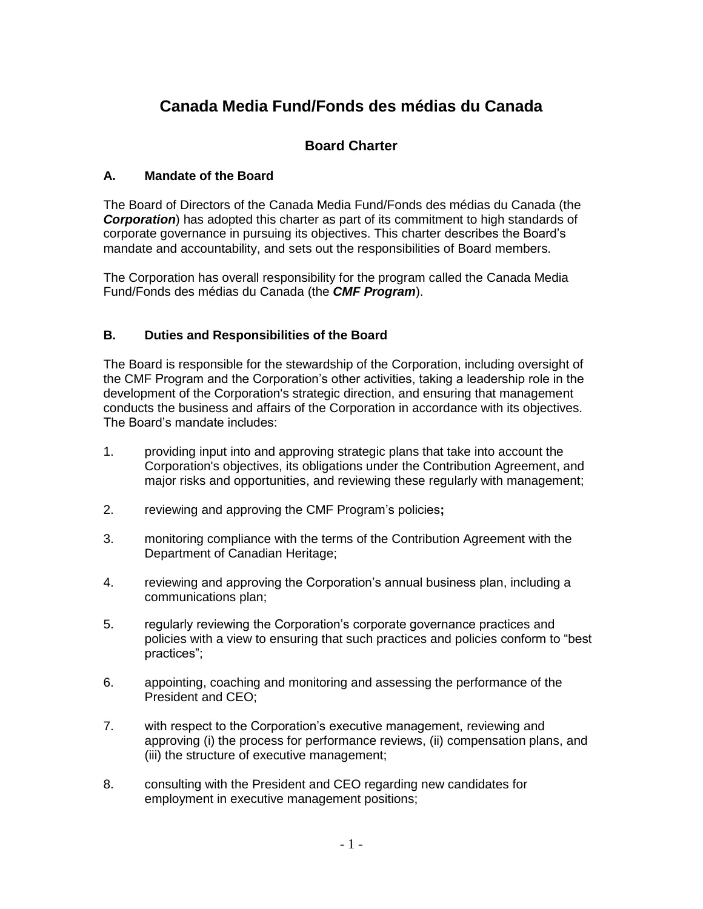# Canada Media Fund/Fonds des médias du Canada

## Board Charter

### A. Mandate of the Board

The Board of Directors of the Canada Media Fund/Fonds des médias du Canada (the ***Corporation***) has adopted this charter as part of its commitment to high standards of corporate governance in pursuing its objectives. This charter describes the Board's mandate and accountability, and sets out the responsibilities of Board members.

The Corporation has overall responsibility for the program called the Canada Media Fund/Fonds des médias du Canada (the ***CMF Program***).

### B. Duties and Responsibilities of the Board

The Board is responsible for the stewardship of the Corporation, including oversight of the CMF Program and the Corporation's other activities, taking a leadership role in the development of the Corporation's strategic direction, and ensuring that management conducts the business and affairs of the Corporation in accordance with its objectives. The Board's mandate includes:

1. providing input into and approving strategic plans that take into account the Corporation's objectives, its obligations under the Contribution Agreement, and major risks and opportunities, and reviewing these regularly with management;

2. reviewing and approving the CMF Program's policies**;**

3. monitoring compliance with the terms of the Contribution Agreement with the Department of Canadian Heritage;

4. reviewing and approving the Corporation's annual business plan, including a communications plan;

5. regularly reviewing the Corporation's corporate governance practices and policies with a view to ensuring that such practices and policies conform to "best practices";

6. appointing, coaching and monitoring and assessing the performance of the President and CEO;

7. with respect to the Corporation's executive management, reviewing and approving (i) the process for performance reviews, (ii) compensation plans, and (iii) the structure of executive management;

8. consulting with the President and CEO regarding new candidates for employment in executive management positions;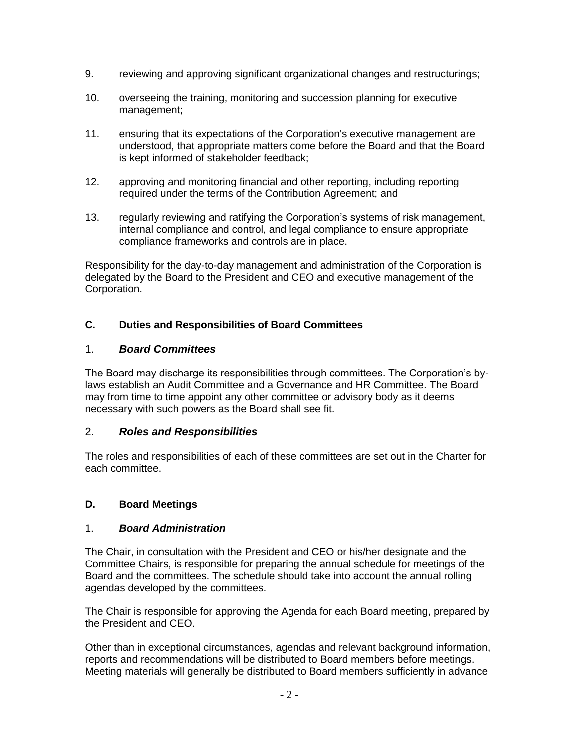9. reviewing and approving significant organizational changes and restructurings;

10. overseeing the training, monitoring and succession planning for executive management;

11. ensuring that its expectations of the Corporation's executive management are understood, that appropriate matters come before the Board and that the Board is kept informed of stakeholder feedback;

12. approving and monitoring financial and other reporting, including reporting required under the terms of the Contribution Agreement; and

13. regularly reviewing and ratifying the Corporation's systems of risk management, internal compliance and control, and legal compliance to ensure appropriate compliance frameworks and controls are in place.

Responsibility for the day-to-day management and administration of the Corporation is delegated by the Board to the President and CEO and executive management of the Corporation.

## C. Duties and Responsibilities of Board Committees

### 1. ***Board Committees***

The Board may discharge its responsibilities through committees. The Corporation's by-laws establish an Audit Committee and a Governance and HR Committee. The Board may from time to time appoint any other committee or advisory body as it deems necessary with such powers as the Board shall see fit.

### 2. ***Roles and Responsibilities***

The roles and responsibilities of each of these committees are set out in the Charter for each committee.

## D. Board Meetings

### 1. ***Board Administration***

The Chair, in consultation with the President and CEO or his/her designate and the Committee Chairs, is responsible for preparing the annual schedule for meetings of the Board and the committees. The schedule should take into account the annual rolling agendas developed by the committees.

The Chair is responsible for approving the Agenda for each Board meeting, prepared by the President and CEO.

Other than in exceptional circumstances, agendas and relevant background information, reports and recommendations will be distributed to Board members before meetings. Meeting materials will generally be distributed to Board members sufficiently in advance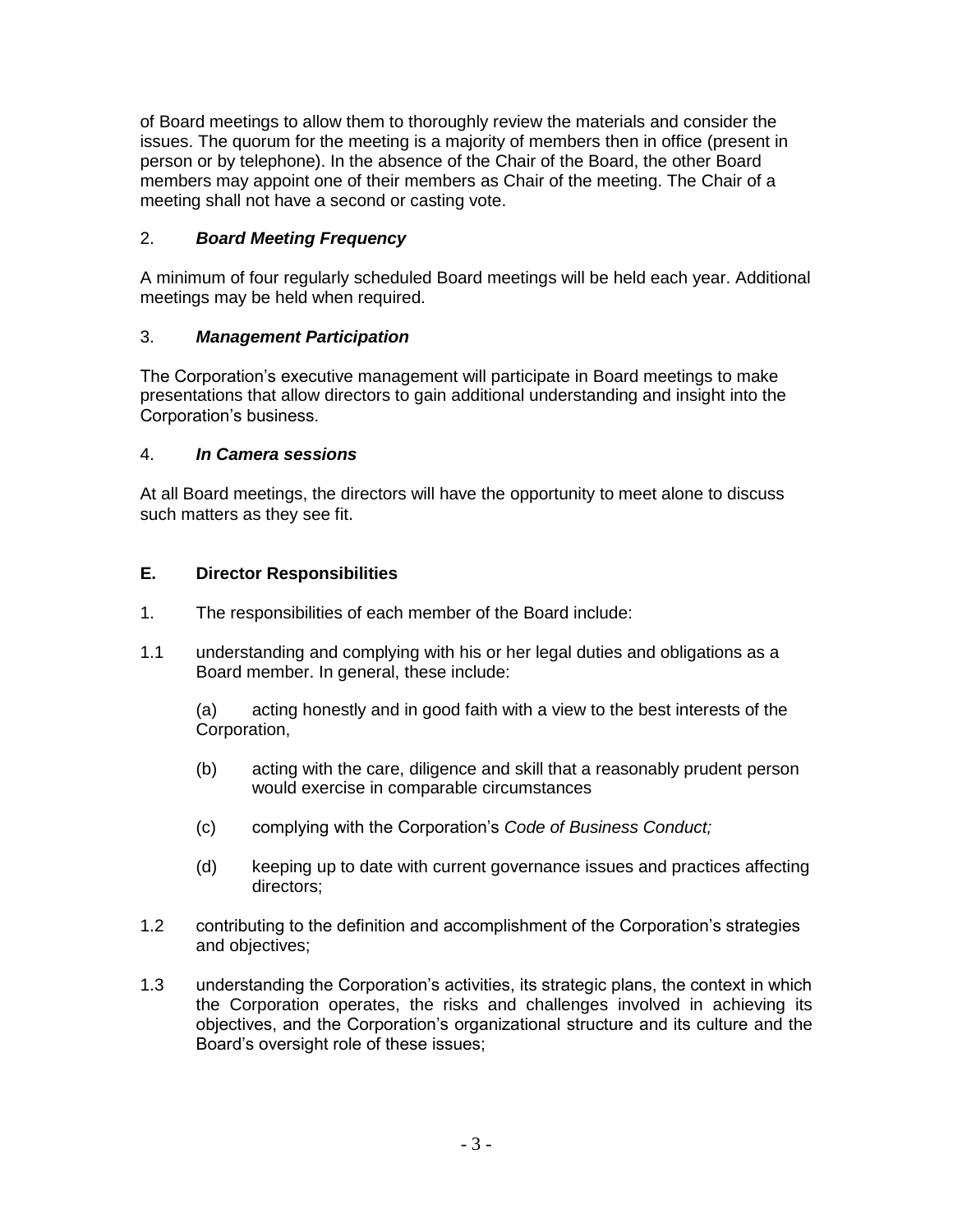of Board meetings to allow them to thoroughly review the materials and consider the issues. The quorum for the meeting is a majority of members then in office (present in person or by telephone). In the absence of the Chair of the Board, the other Board members may appoint one of their members as Chair of the meeting. The Chair of a meeting shall not have a second or casting vote.

2. ***Board Meeting Frequency***

A minimum of four regularly scheduled Board meetings will be held each year. Additional meetings may be held when required.

3. ***Management Participation***

The Corporation's executive management will participate in Board meetings to make presentations that allow directors to gain additional understanding and insight into the Corporation's business.

4. ***In Camera sessions***

At all Board meetings, the directors will have the opportunity to meet alone to discuss such matters as they see fit.

## E. Director Responsibilities

1. The responsibilities of each member of the Board include:

1.1 understanding and complying with his or her legal duties and obligations as a Board member. In general, these include:

   (a) acting honestly and in good faith with a view to the best interests of the Corporation,

   (b) acting with the care, diligence and skill that a reasonably prudent person would exercise in comparable circumstances

   (c) complying with the Corporation's *Code of Business Conduct;*

   (d) keeping up to date with current governance issues and practices affecting directors;

1.2 contributing to the definition and accomplishment of the Corporation's strategies and objectives;

1.3 understanding the Corporation's activities, its strategic plans, the context in which the Corporation operates, the risks and challenges involved in achieving its objectives, and the Corporation's organizational structure and its culture and the Board's oversight role of these issues;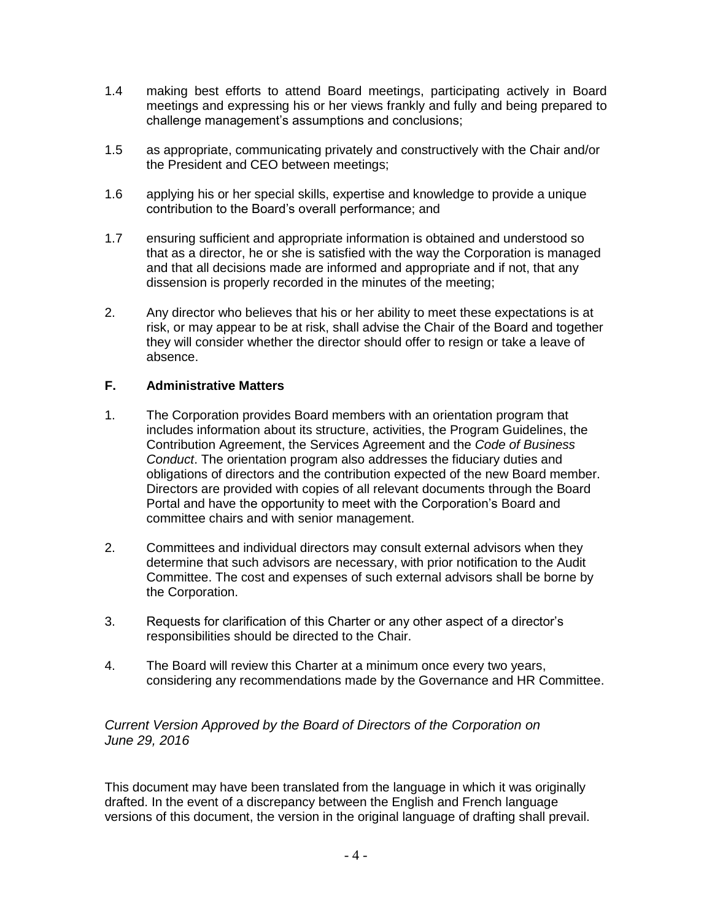1.4 making best efforts to attend Board meetings, participating actively in Board meetings and expressing his or her views frankly and fully and being prepared to challenge management's assumptions and conclusions;

1.5 as appropriate, communicating privately and constructively with the Chair and/or the President and CEO between meetings;

1.6 applying his or her special skills, expertise and knowledge to provide a unique contribution to the Board's overall performance; and

1.7 ensuring sufficient and appropriate information is obtained and understood so that as a director, he or she is satisfied with the way the Corporation is managed and that all decisions made are informed and appropriate and if not, that any dissension is properly recorded in the minutes of the meeting;

2. Any director who believes that his or her ability to meet these expectations is at risk, or may appear to be at risk, shall advise the Chair of the Board and together they will consider whether the director should offer to resign or take a leave of absence.

## F. Administrative Matters

1. The Corporation provides Board members with an orientation program that includes information about its structure, activities, the Program Guidelines, the Contribution Agreement, the Services Agreement and the *Code of Business Conduct*. The orientation program also addresses the fiduciary duties and obligations of directors and the contribution expected of the new Board member. Directors are provided with copies of all relevant documents through the Board Portal and have the opportunity to meet with the Corporation's Board and committee chairs and with senior management.

2. Committees and individual directors may consult external advisors when they determine that such advisors are necessary, with prior notification to the Audit Committee. The cost and expenses of such external advisors shall be borne by the Corporation.

3. Requests for clarification of this Charter or any other aspect of a director's responsibilities should be directed to the Chair.

4. The Board will review this Charter at a minimum once every two years, considering any recommendations made by the Governance and HR Committee.

*Current Version Approved by the Board of Directors of the Corporation on June 29, 2016*

This document may have been translated from the language in which it was originally drafted. In the event of a discrepancy between the English and French language versions of this document, the version in the original language of drafting shall prevail.